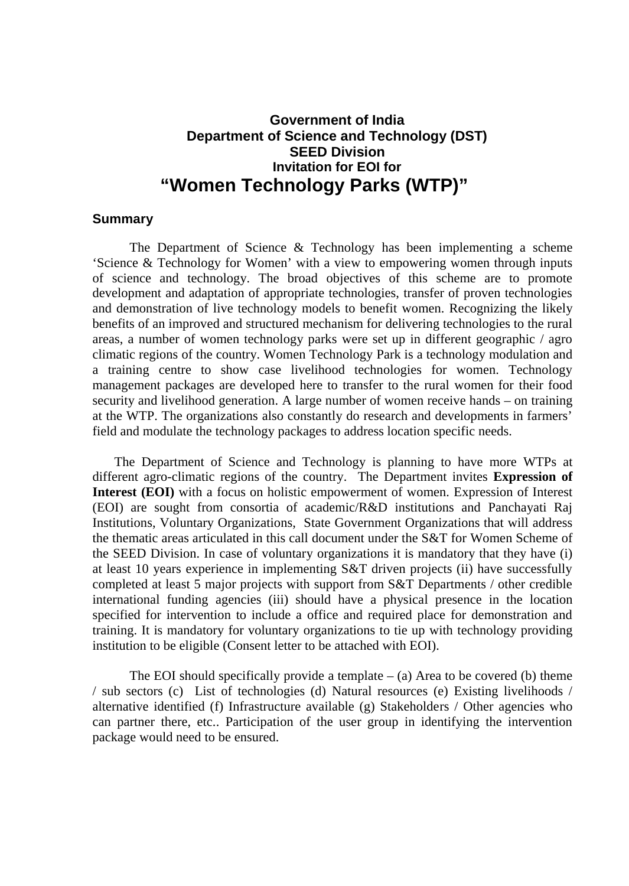**Government of India**
**Department of Science and Technology (DST)**
**SEED Division**
**Invitation for EOI for**

# "Women Technology Parks (WTP)"

## Summary

The Department of Science & Technology has been implementing a scheme 'Science & Technology for Women' with a view to empowering women through inputs of science and technology. The broad objectives of this scheme are to promote development and adaptation of appropriate technologies, transfer of proven technologies and demonstration of live technology models to benefit women. Recognizing the likely benefits of an improved and structured mechanism for delivering technologies to the rural areas, a number of women technology parks were set up in different geographic / agro climatic regions of the country. Women Technology Park is a technology modulation and a training centre to show case livelihood technologies for women. Technology management packages are developed here to transfer to the rural women for their food security and livelihood generation. A large number of women receive hands – on training at the WTP. The organizations also constantly do research and developments in farmers' field and modulate the technology packages to address location specific needs.

The Department of Science and Technology is planning to have more WTPs at different agro-climatic regions of the country. The Department invites **Expression of Interest (EOI)** with a focus on holistic empowerment of women. Expression of Interest (EOI) are sought from consortia of academic/R&D institutions and Panchayati Raj Institutions, Voluntary Organizations, State Government Organizations that will address the thematic areas articulated in this call document under the S&T for Women Scheme of the SEED Division. In case of voluntary organizations it is mandatory that they have (i) at least 10 years experience in implementing S&T driven projects (ii) have successfully completed at least 5 major projects with support from S&T Departments / other credible international funding agencies (iii) should have a physical presence in the location specified for intervention to include a office and required place for demonstration and training. It is mandatory for voluntary organizations to tie up with technology providing institution to be eligible (Consent letter to be attached with EOI).

The EOI should specifically provide a template – (a) Area to be covered (b) theme / sub sectors (c) List of technologies (d) Natural resources (e) Existing livelihoods / alternative identified (f) Infrastructure available (g) Stakeholders / Other agencies who can partner there, etc.. Participation of the user group in identifying the intervention package would need to be ensured.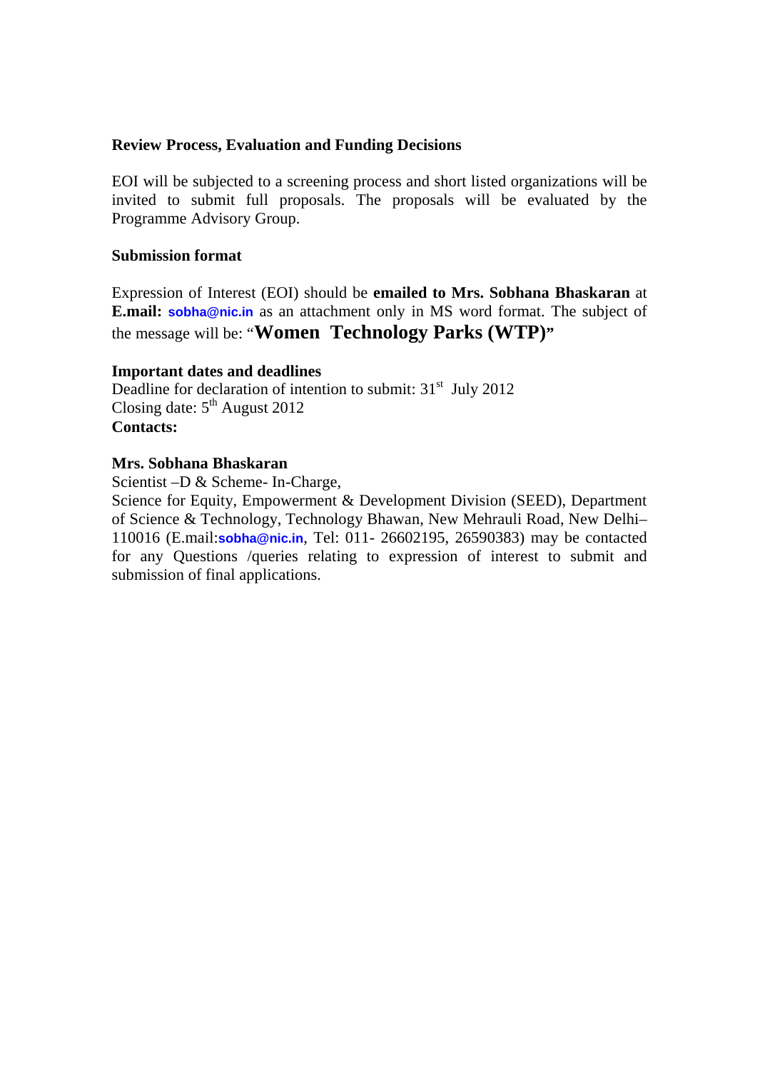**Review Process, Evaluation and Funding Decisions**

EOI will be subjected to a screening process and short listed organizations will be invited to submit full proposals. The proposals will be evaluated by the Programme Advisory Group.

**Submission format**

Expression of Interest (EOI) should be **emailed to Mrs. Sobhana Bhaskaran** at **E.mail:** sobha@nic.in as an attachment only in MS word format. The subject of the message will be: "**Women Technology Parks (WTP)**"

**Important dates and deadlines**

Deadline for declaration of intention to submit: 31st July 2012
Closing date: 5th August 2012

**Contacts:**

**Mrs. Sobhana Bhaskaran**

Scientist –D & Scheme- In-Charge,
Science for Equity, Empowerment & Development Division (SEED), Department of Science & Technology, Technology Bhawan, New Mehrauli Road, New Delhi–110016 (E.mail:sobha@nic.in, Tel: 011- 26602195, 26590383) may be contacted for any Questions /queries relating to expression of interest to submit and submission of final applications.